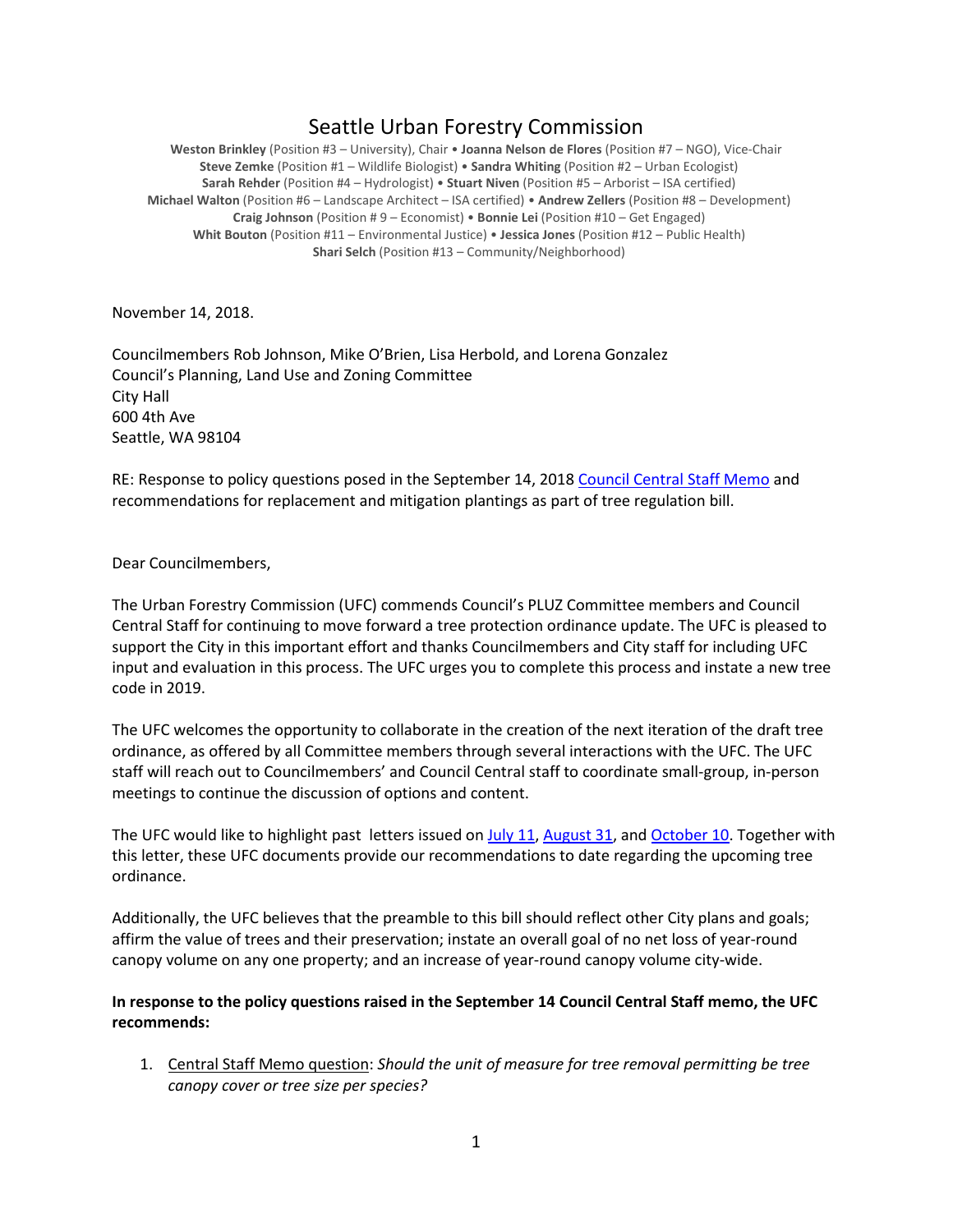# Seattle Urban Forestry Commission

**Weston Brinkley** (Position #3 – University), Chair • **Joanna Nelson de Flores** (Position #7 – NGO), Vice-Chair
**Steve Zemke** (Position #1 – Wildlife Biologist) • **Sandra Whiting** (Position #2 – Urban Ecologist)
**Sarah Rehder** (Position #4 – Hydrologist) • **Stuart Niven** (Position #5 – Arborist – ISA certified)
**Michael Walton** (Position #6 – Landscape Architect – ISA certified) • **Andrew Zellers** (Position #8 – Development)
**Craig Johnson** (Position # 9 – Economist) • **Bonnie Lei** (Position #10 – Get Engaged)
**Whit Bouton** (Position #11 – Environmental Justice) • **Jessica Jones** (Position #12 – Public Health)
**Shari Selch** (Position #13 – Community/Neighborhood)

November 14, 2018.

Councilmembers Rob Johnson, Mike O'Brien, Lisa Herbold, and Lorena Gonzalez
Council's Planning, Land Use and Zoning Committee
City Hall
600 4th Ave
Seattle, WA 98104

RE: Response to policy questions posed in the September 14, 2018 Council Central Staff Memo and recommendations for replacement and mitigation plantings as part of tree regulation bill.

Dear Councilmembers,

The Urban Forestry Commission (UFC) commends Council's PLUZ Committee members and Council Central Staff for continuing to move forward a tree protection ordinance update. The UFC is pleased to support the City in this important effort and thanks Councilmembers and City staff for including UFC input and evaluation in this process. The UFC urges you to complete this process and instate a new tree code in 2019.

The UFC welcomes the opportunity to collaborate in the creation of the next iteration of the draft tree ordinance, as offered by all Committee members through several interactions with the UFC. The UFC staff will reach out to Councilmembers' and Council Central staff to coordinate small-group, in-person meetings to continue the discussion of options and content.

The UFC would like to highlight past letters issued on July 11, August 31, and October 10. Together with this letter, these UFC documents provide our recommendations to date regarding the upcoming tree ordinance.

Additionally, the UFC believes that the preamble to this bill should reflect other City plans and goals; affirm the value of trees and their preservation; instate an overall goal of no net loss of year-round canopy volume on any one property; and an increase of year-round canopy volume city-wide.

**In response to the policy questions raised in the September 14 Council Central Staff memo, the UFC recommends:**

1. Central Staff Memo question: *Should the unit of measure for tree removal permitting be tree canopy cover or tree size per species?*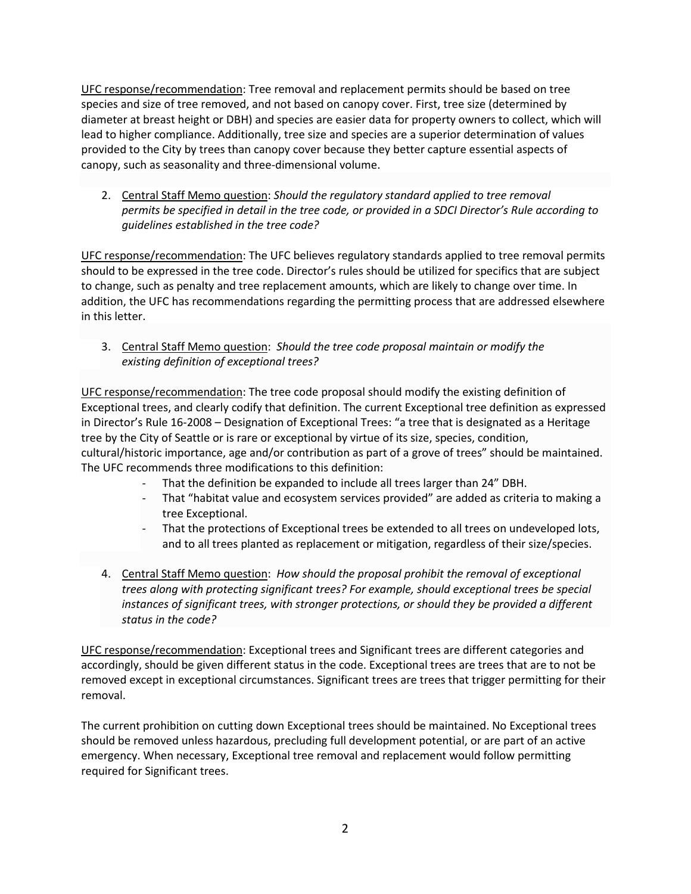<u>UFC response/recommendation</u>: Tree removal and replacement permits should be based on tree species and size of tree removed, and not based on canopy cover. First, tree size (determined by diameter at breast height or DBH) and species are easier data for property owners to collect, which will lead to higher compliance. Additionally, tree size and species are a superior determination of values provided to the City by trees than canopy cover because they better capture essential aspects of canopy, such as seasonality and three-dimensional volume.

2. <u>Central Staff Memo question</u>: *Should the regulatory standard applied to tree removal permits be specified in detail in the tree code, or provided in a SDCI Director's Rule according to guidelines established in the tree code?*

<u>UFC response/recommendation</u>: The UFC believes regulatory standards applied to tree removal permits should to be expressed in the tree code. Director's rules should be utilized for specifics that are subject to change, such as penalty and tree replacement amounts, which are likely to change over time. In addition, the UFC has recommendations regarding the permitting process that are addressed elsewhere in this letter.

3. <u>Central Staff Memo question</u>: *Should the tree code proposal maintain or modify the existing definition of exceptional trees?*

<u>UFC response/recommendation</u>: The tree code proposal should modify the existing definition of Exceptional trees, and clearly codify that definition. The current Exceptional tree definition as expressed in Director's Rule 16-2008 – Designation of Exceptional Trees: "a tree that is designated as a Heritage tree by the City of Seattle or is rare or exceptional by virtue of its size, species, condition, cultural/historic importance, age and/or contribution as part of a grove of trees" should be maintained. The UFC recommends three modifications to this definition:

- That the definition be expanded to include all trees larger than 24" DBH.
- That "habitat value and ecosystem services provided" are added as criteria to making a tree Exceptional.
- That the protections of Exceptional trees be extended to all trees on undeveloped lots, and to all trees planted as replacement or mitigation, regardless of their size/species.

4. <u>Central Staff Memo question</u>: *How should the proposal prohibit the removal of exceptional trees along with protecting significant trees? For example, should exceptional trees be special instances of significant trees, with stronger protections, or should they be provided a different status in the code?*

<u>UFC response/recommendation</u>: Exceptional trees and Significant trees are different categories and accordingly, should be given different status in the code. Exceptional trees are trees that are to not be removed except in exceptional circumstances. Significant trees are trees that trigger permitting for their removal.

The current prohibition on cutting down Exceptional trees should be maintained. No Exceptional trees should be removed unless hazardous, precluding full development potential, or are part of an active emergency. When necessary, Exceptional tree removal and replacement would follow permitting required for Significant trees.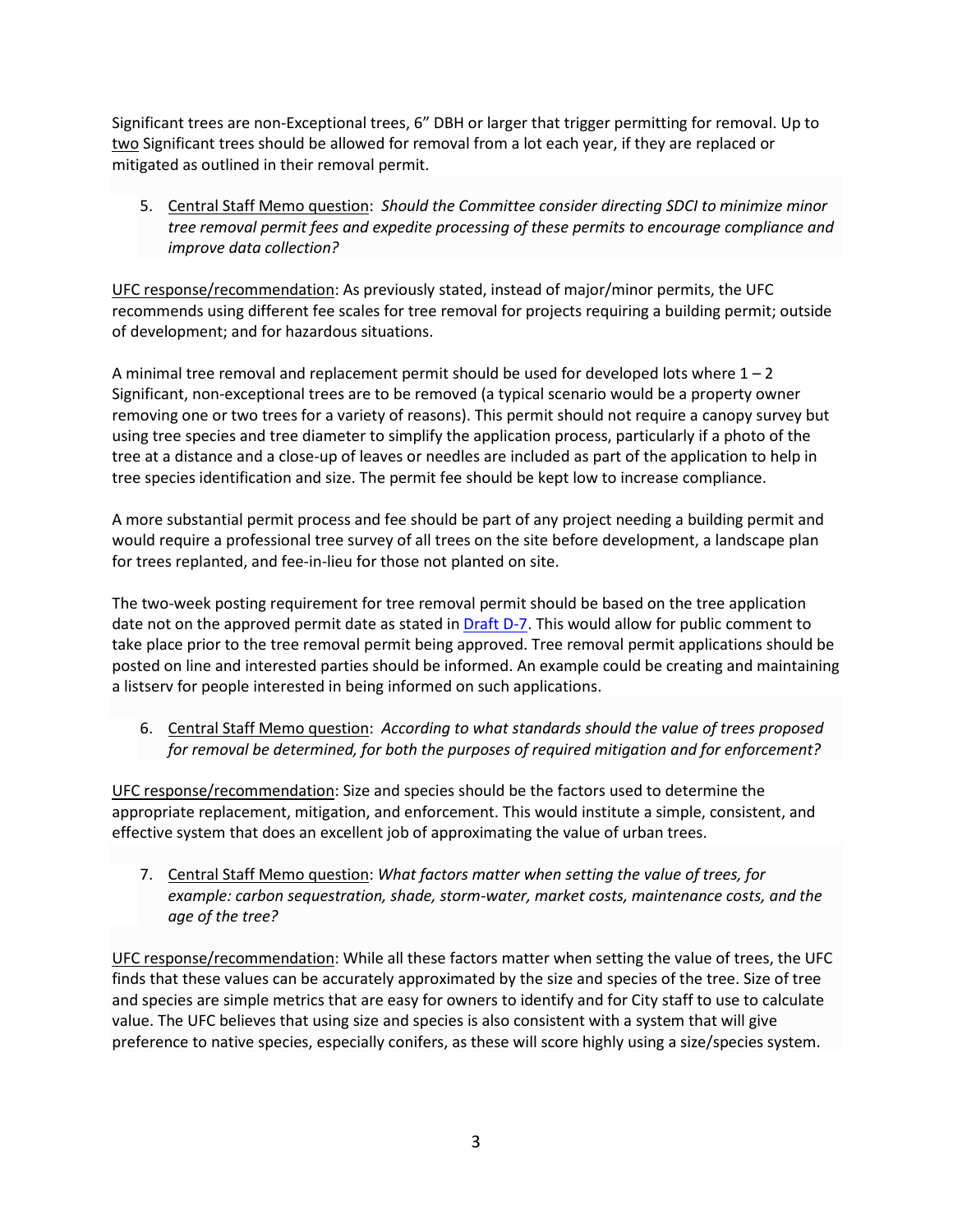Significant trees are non-Exceptional trees, 6" DBH or larger that trigger permitting for removal. Up to <u>two</u> Significant trees should be allowed for removal from a lot each year, if they are replaced or mitigated as outlined in their removal permit.

5. <u>Central Staff Memo question</u>: *Should the Committee consider directing SDCI to minimize minor tree removal permit fees and expedite processing of these permits to encourage compliance and improve data collection?*

<u>UFC response/recommendation</u>: As previously stated, instead of major/minor permits, the UFC recommends using different fee scales for tree removal for projects requiring a building permit; outside of development; and for hazardous situations.

A minimal tree removal and replacement permit should be used for developed lots where 1 – 2 Significant, non-exceptional trees are to be removed (a typical scenario would be a property owner removing one or two trees for a variety of reasons). This permit should not require a canopy survey but using tree species and tree diameter to simplify the application process, particularly if a photo of the tree at a distance and a close-up of leaves or needles are included as part of the application to help in tree species identification and size. The permit fee should be kept low to increase compliance.

A more substantial permit process and fee should be part of any project needing a building permit and would require a professional tree survey of all trees on the site before development, a landscape plan for trees replanted, and fee-in-lieu for those not planted on site.

The two-week posting requirement for tree removal permit should be based on the tree application date not on the approved permit date as stated in Draft D-7. This would allow for public comment to take place prior to the tree removal permit being approved. Tree removal permit applications should be posted on line and interested parties should be informed. An example could be creating and maintaining a listserv for people interested in being informed on such applications.

6. <u>Central Staff Memo question</u>: *According to what standards should the value of trees proposed for removal be determined, for both the purposes of required mitigation and for enforcement?*

<u>UFC response/recommendation</u>: Size and species should be the factors used to determine the appropriate replacement, mitigation, and enforcement. This would institute a simple, consistent, and effective system that does an excellent job of approximating the value of urban trees.

7. <u>Central Staff Memo question</u>: *What factors matter when setting the value of trees, for example: carbon sequestration, shade, storm-water, market costs, maintenance costs, and the age of the tree?*

<u>UFC response/recommendation</u>: While all these factors matter when setting the value of trees, the UFC finds that these values can be accurately approximated by the size and species of the tree. Size of tree and species are simple metrics that are easy for owners to identify and for City staff to use to calculate value. The UFC believes that using size and species is also consistent with a system that will give preference to native species, especially conifers, as these will score highly using a size/species system.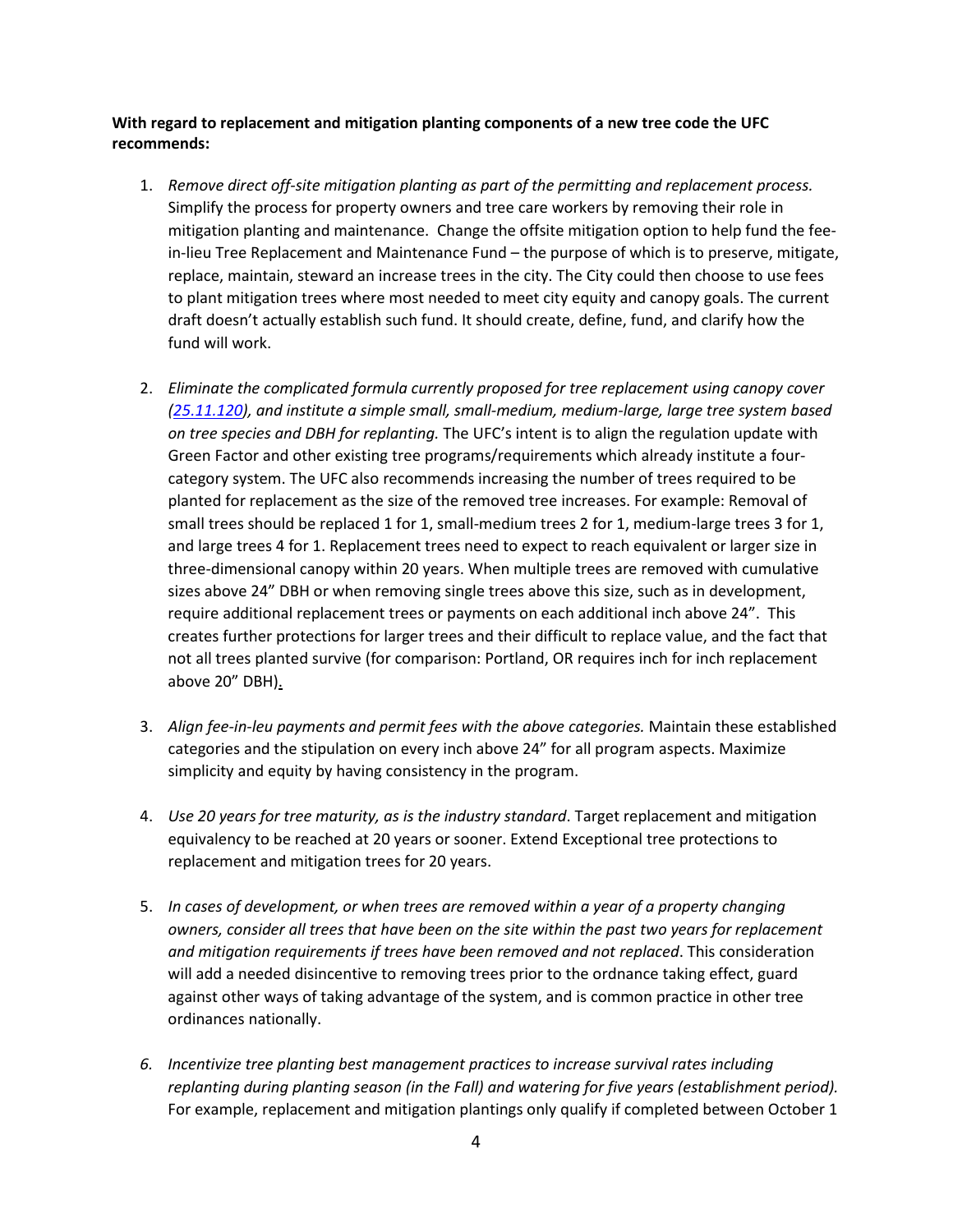**With regard to replacement and mitigation planting components of a new tree code the UFC recommends:**

1. *Remove direct off-site mitigation planting as part of the permitting and replacement process.* Simplify the process for property owners and tree care workers by removing their role in mitigation planting and maintenance. Change the offsite mitigation option to help fund the fee-in-lieu Tree Replacement and Maintenance Fund – the purpose of which is to preserve, mitigate, replace, maintain, steward an increase trees in the city. The City could then choose to use fees to plant mitigation trees where most needed to meet city equity and canopy goals. The current draft doesn't actually establish such fund. It should create, define, fund, and clarify how the fund will work.

2. *Eliminate the complicated formula currently proposed for tree replacement using canopy cover ([25.11.120]), and institute a simple small, small-medium, medium-large, large tree system based on tree species and DBH for replanting.* The UFC's intent is to align the regulation update with Green Factor and other existing tree programs/requirements which already institute a four-category system. The UFC also recommends increasing the number of trees required to be planted for replacement as the size of the removed tree increases. For example: Removal of small trees should be replaced 1 for 1, small-medium trees 2 for 1, medium-large trees 3 for 1, and large trees 4 for 1. Replacement trees need to expect to reach equivalent or larger size in three-dimensional canopy within 20 years. When multiple trees are removed with cumulative sizes above 24" DBH or when removing single trees above this size, such as in development, require additional replacement trees or payments on each additional inch above 24". This creates further protections for larger trees and their difficult to replace value, and the fact that not all trees planted survive (for comparison: Portland, OR requires inch for inch replacement above 20" DBH).

3. *Align fee-in-leu payments and permit fees with the above categories.* Maintain these established categories and the stipulation on every inch above 24" for all program aspects. Maximize simplicity and equity by having consistency in the program.

4. *Use 20 years for tree maturity, as is the industry standard*. Target replacement and mitigation equivalency to be reached at 20 years or sooner. Extend Exceptional tree protections to replacement and mitigation trees for 20 years.

5. *In cases of development, or when trees are removed within a year of a property changing owners, consider all trees that have been on the site within the past two years for replacement and mitigation requirements if trees have been removed and not replaced*. This consideration will add a needed disincentive to removing trees prior to the ordnance taking effect, guard against other ways of taking advantage of the system, and is common practice in other tree ordinances nationally.

6. *Incentivize tree planting best management practices to increase survival rates including replanting during planting season (in the Fall) and watering for five years (establishment period).* For example, replacement and mitigation plantings only qualify if completed between October 1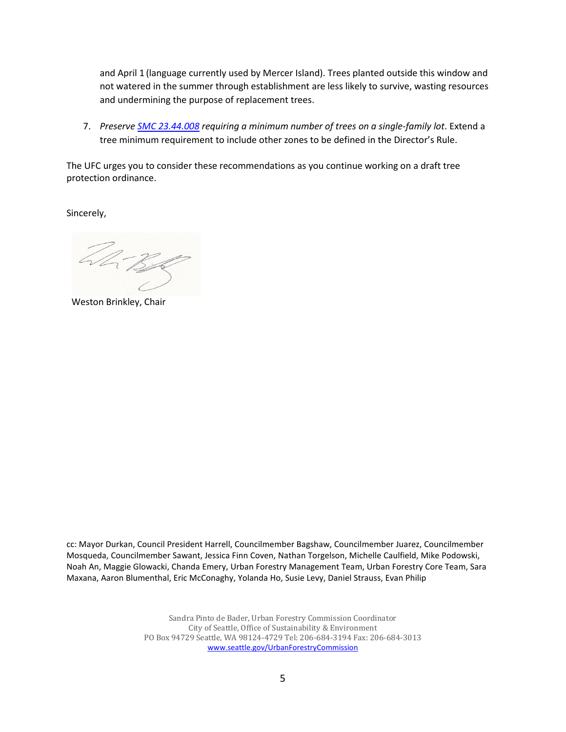and April 1 (language currently used by Mercer Island). Trees planted outside this window and not watered in the summer through establishment are less likely to survive, wasting resources and undermining the purpose of replacement trees.

7. *Preserve [SMC 23.44.008](#) requiring a minimum number of trees on a single-family lot*. Extend a tree minimum requirement to include other zones to be defined in the Director's Rule.

The UFC urges you to consider these recommendations as you continue working on a draft tree protection ordinance.

Sincerely,

Weston Brinkley, Chair

cc: Mayor Durkan, Council President Harrell, Councilmember Bagshaw, Councilmember Juarez, Councilmember Mosqueda, Councilmember Sawant, Jessica Finn Coven, Nathan Torgelson, Michelle Caulfield, Mike Podowski, Noah An, Maggie Glowacki, Chanda Emery, Urban Forestry Management Team, Urban Forestry Core Team, Sara Maxana, Aaron Blumenthal, Eric McConaghy, Yolanda Ho, Susie Levy, Daniel Strauss, Evan Philip

Sandra Pinto de Bader, Urban Forestry Commission Coordinator
City of Seattle, Office of Sustainability & Environment
PO Box 94729 Seattle, WA 98124-4729 Tel: 206-684-3194 Fax: 206-684-3013
www.seattle.gov/UrbanForestryCommission